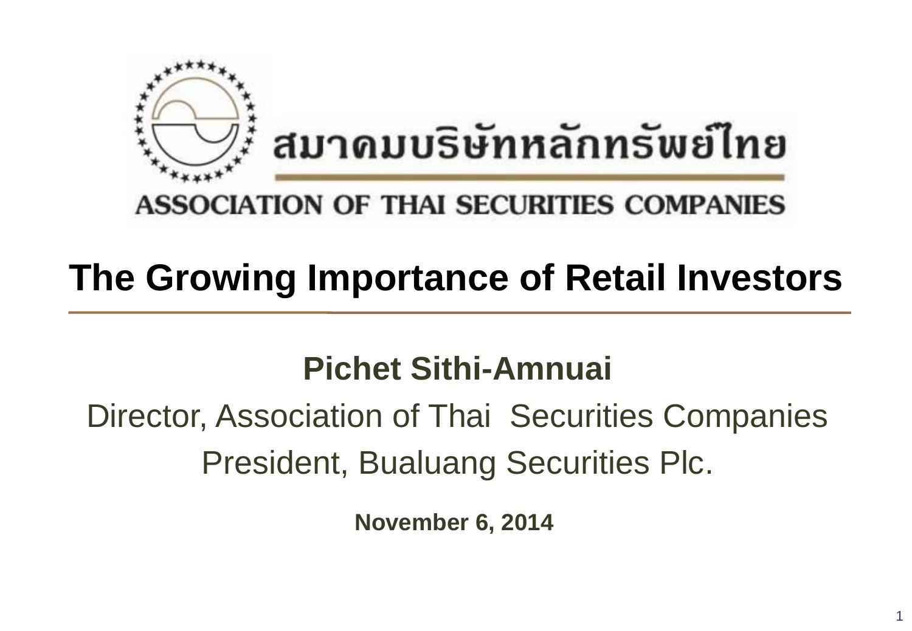สมาคมบริษัทหลักทรัพย์ไทย

ASSOCIATION OF THAI SECURITIES COMPANIES

# The Growing Importance of Retail Investors

**Pichet Sithi-Amnuai**

Director, Association of Thai Securities Companies

President, Bualuang Securities Plc.

**November 6, 2014**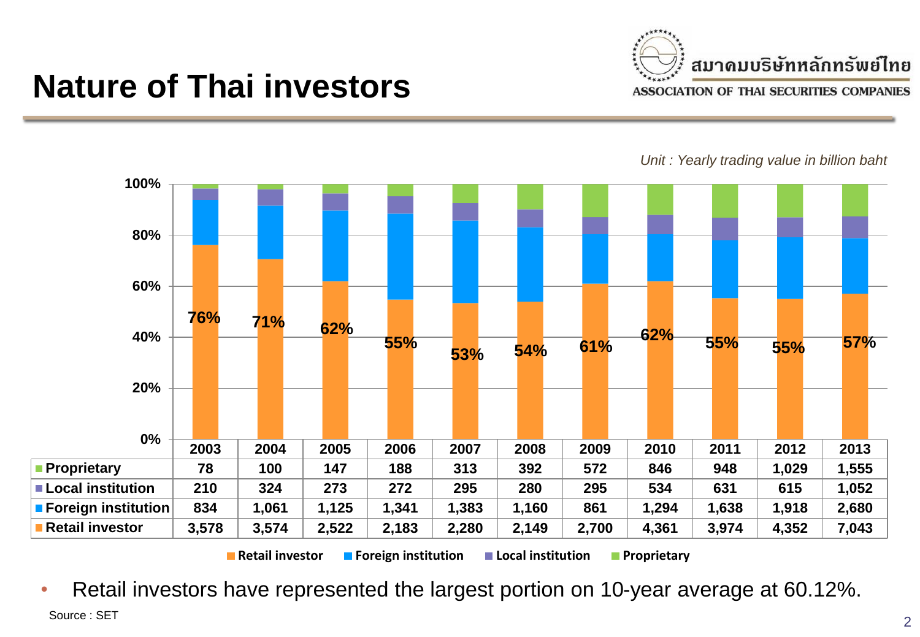# Nature of Thai investors

สมาคมบริษัทหลักทรัพย์ไทย
ASSOCIATION OF THAI SECURITIES COMPANIES

*Unit : Yearly trading value in billion baht*

| | 2003 | 2004 | 2005 | 2006 | 2007 | 2008 | 2009 | 2010 | 2011 | 2012 | 2013 |
|---|---|---|---|---|---|---|---|---|---|---|---|
| Retail investor (%) | 76% | 71% | 62% | 55% | 53% | 54% | 61% | 62% | 55% | 55% | 57% |
| Proprietary | 78 | 100 | 147 | 188 | 313 | 392 | 572 | 846 | 948 | 1,029 | 1,555 |
| Local institution | 210 | 324 | 273 | 272 | 295 | 280 | 295 | 534 | 631 | 615 | 1,052 |
| Foreign institution | 834 | 1,061 | 1,125 | 1,341 | 1,383 | 1,160 | 861 | 1,294 | 1,638 | 1,918 | 2,680 |
| Retail investor | 3,578 | 3,574 | 2,522 | 2,183 | 2,280 | 2,149 | 2,700 | 4,361 | 3,974 | 4,352 | 7,043 |

- Retail investors have represented the largest portion on 10-year average at 60.12%.

Source : SET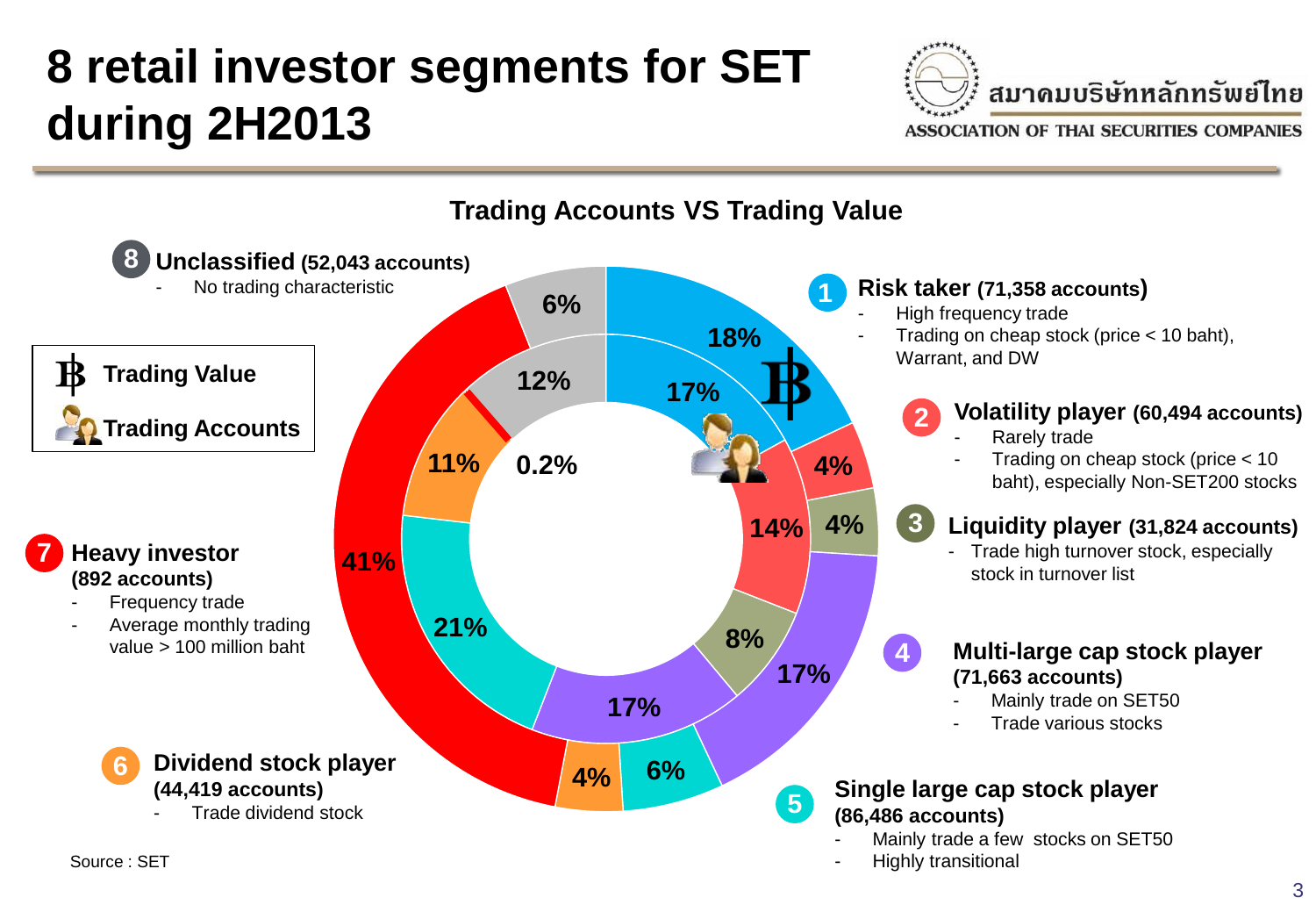# 8 retail investor segments for SET during 2H2013

สมาคมบริษัทหลักทรัพย์ไทย
ASSOCIATION OF THAI SECURITIES COMPANIES

## Trading Accounts VS Trading Value

Legend: ฿ Trading Value (outer ring) · Trading Accounts (inner ring)

| Segment | Trading Value | Trading Accounts |
|---|---|---|
| 1 Risk taker | 18% | 17% |
| 2 Volatility player | 4% | 14% |
| 3 Liquidity player | 4% | 8% |
| 4 Multi-large cap stock player | 17% | 17% |
| 5 Single large cap stock player | 6% | 21% |
| 6 Dividend stock player | 4% | 11% |
| 7 Heavy investor | 41% | 0.2% |
| 8 Unclassified | 6% | 12% |

**1 Risk taker** (71,358 accounts)
- High frequency trade
- Trading on cheap stock (price < 10 baht), Warrant, and DW

**2 Volatility player** (60,494 accounts)
- Rarely trade
- Trading on cheap stock (price < 10 baht), especially Non-SET200 stocks

**3 Liquidity player** (31,824 accounts)
- Trade high turnover stock, especially stock in turnover list

**4 Multi-large cap stock player** (71,663 accounts)
- Mainly trade on SET50
- Trade various stocks

**5 Single large cap stock player** (86,486 accounts)
- Mainly trade a few stocks on SET50
- Highly transitional

**6 Dividend stock player** (44,419 accounts)
- Trade dividend stock

**7 Heavy investor** (892 accounts)
- Frequency trade
- Average monthly trading value > 100 million baht

**8 Unclassified** (52,043 accounts)
- No trading characteristic

Source : SET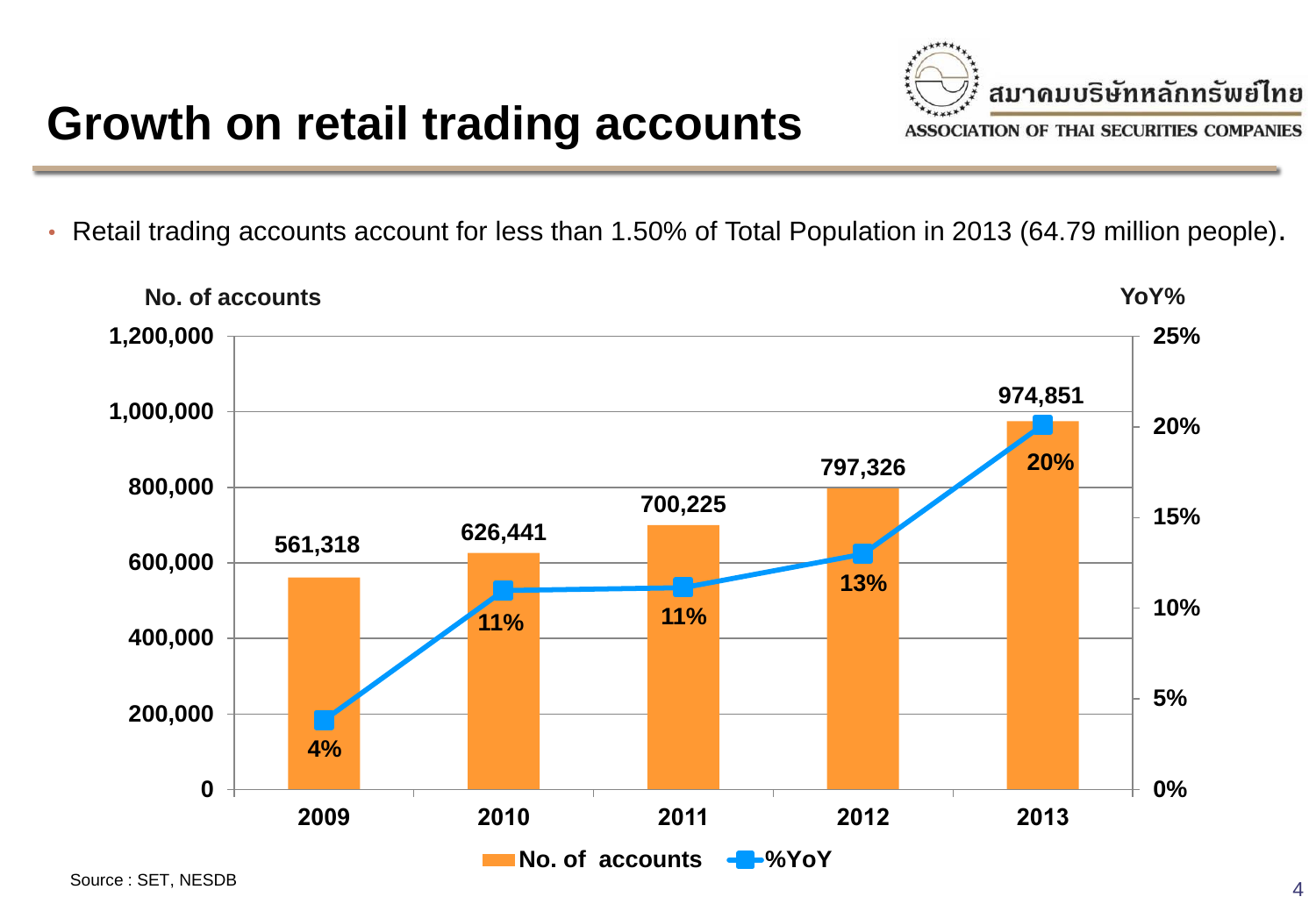# Growth on retail trading accounts

สมาคมบริษัทหลักทรัพย์ไทย
ASSOCIATION OF THAI SECURITIES COMPANIES

- Retail trading accounts account for less than 1.50% of Total Population in 2013 (64.79 million people).

| Year | No. of accounts | %YoY |
|---|---|---|
| 2009 | 561,318 | 4% |
| 2010 | 626,441 | 11% |
| 2011 | 700,225 | 11% |
| 2012 | 797,326 | 13% |
| 2013 | 974,851 | 20% |

Source : SET, NESDB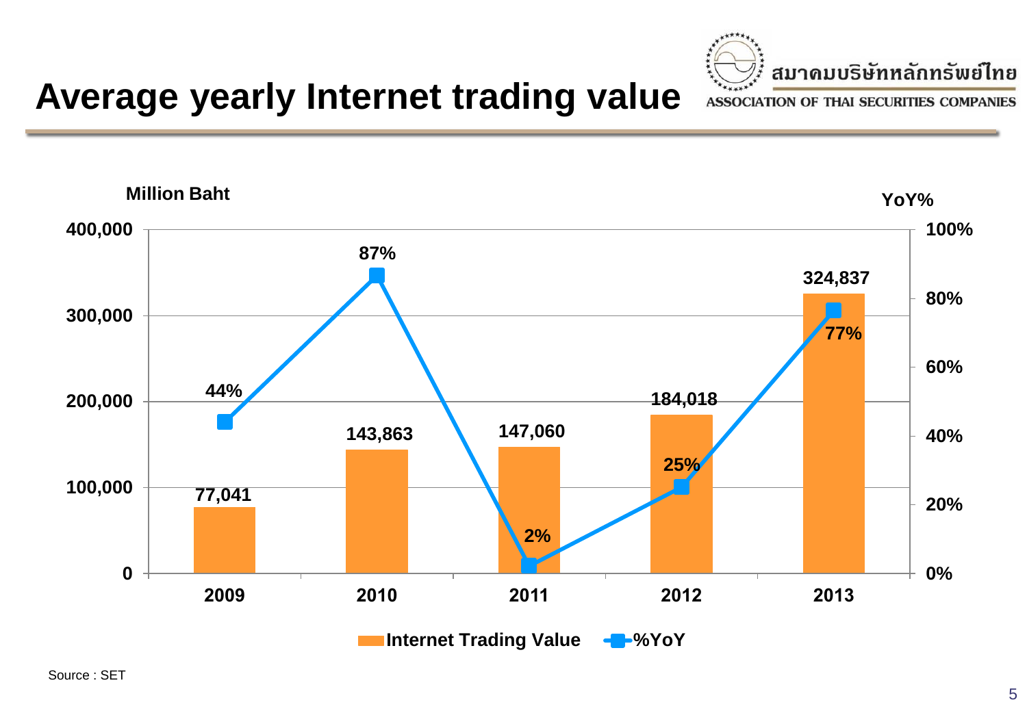# Average yearly Internet trading value

สมาคมบริษัทหลักทรัพย์ไทย
ASSOCIATION OF THAI SECURITIES COMPANIES

| Year | Internet Trading Value (Million Baht) | %YoY |
|---|---|---|
| 2009 | 77,041 | 44% |
| 2010 | 143,863 | 87% |
| 2011 | 147,060 | 2% |
| 2012 | 184,018 | 25% |
| 2013 | 324,837 | 77% |

Source : SET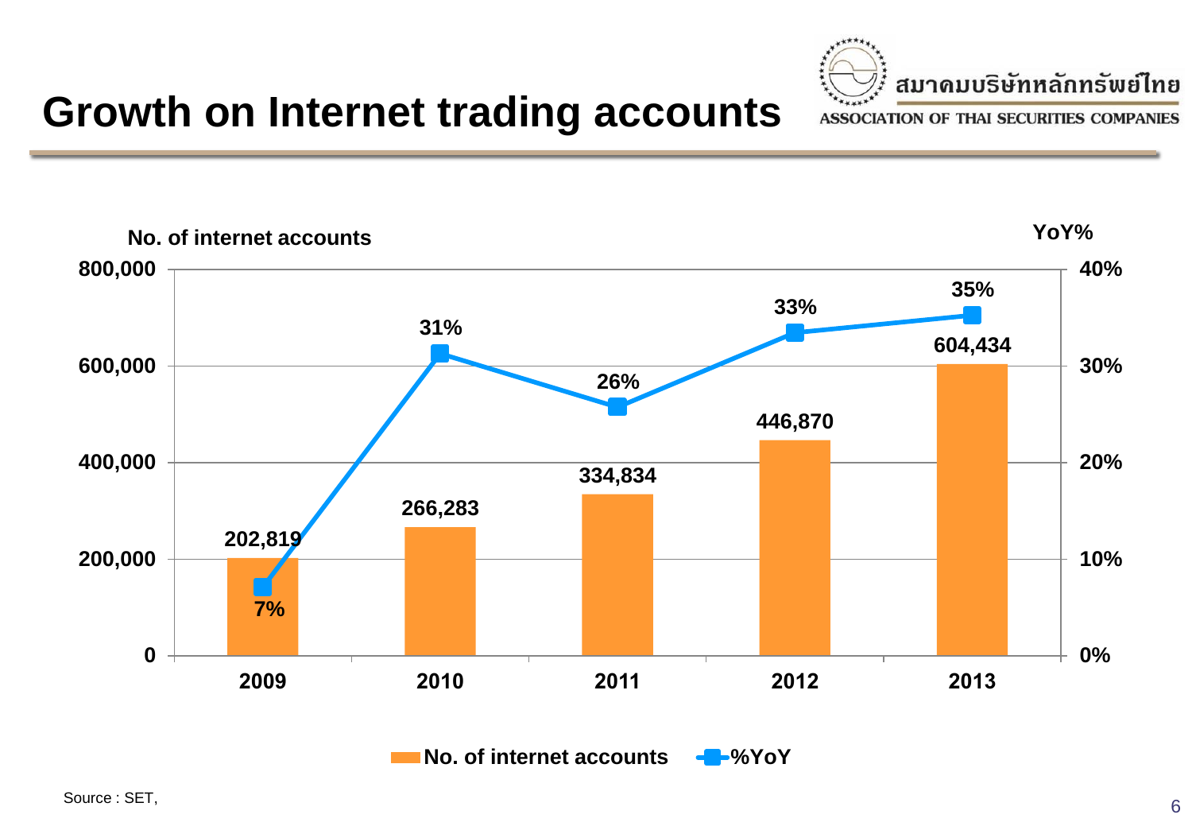# Growth on Internet trading accounts

สมาคมบริษัทหลักทรัพย์ไทย
ASSOCIATION OF THAI SECURITIES COMPANIES

| Year | No. of internet accounts | %YoY |
|---|---|---|
| 2009 | 202,819 | 7% |
| 2010 | 266,283 | 31% |
| 2011 | 334,834 | 26% |
| 2012 | 446,870 | 33% |
| 2013 | 604,434 | 35% |

Source : SET,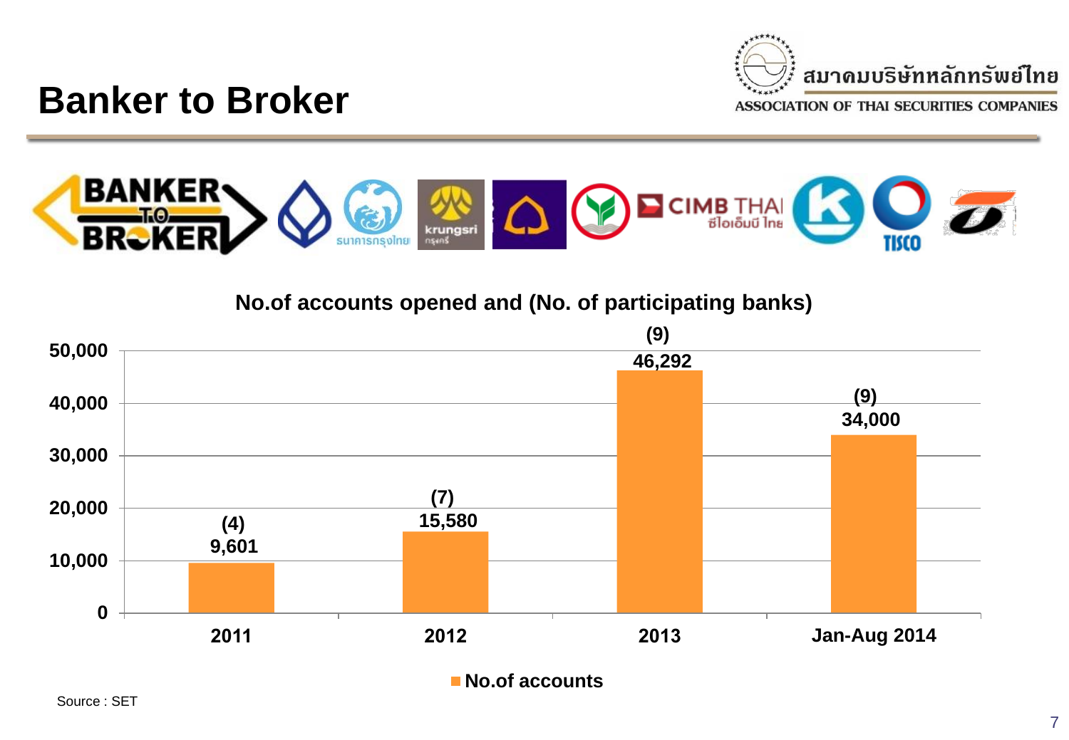# Banker to Broker

สมาคมบริษัทหลักทรัพย์ไทย
ASSOCIATION OF THAI SECURITIES COMPANIES

**No.of accounts opened and (No. of participating banks)**

| Period | No.of accounts | No. of participating banks |
|---|---|---|
| 2011 | 9,601 | (4) |
| 2012 | 15,580 | (7) |
| 2013 | 46,292 | (9) |
| Jan-Aug 2014 | 34,000 | (9) |

Source : SET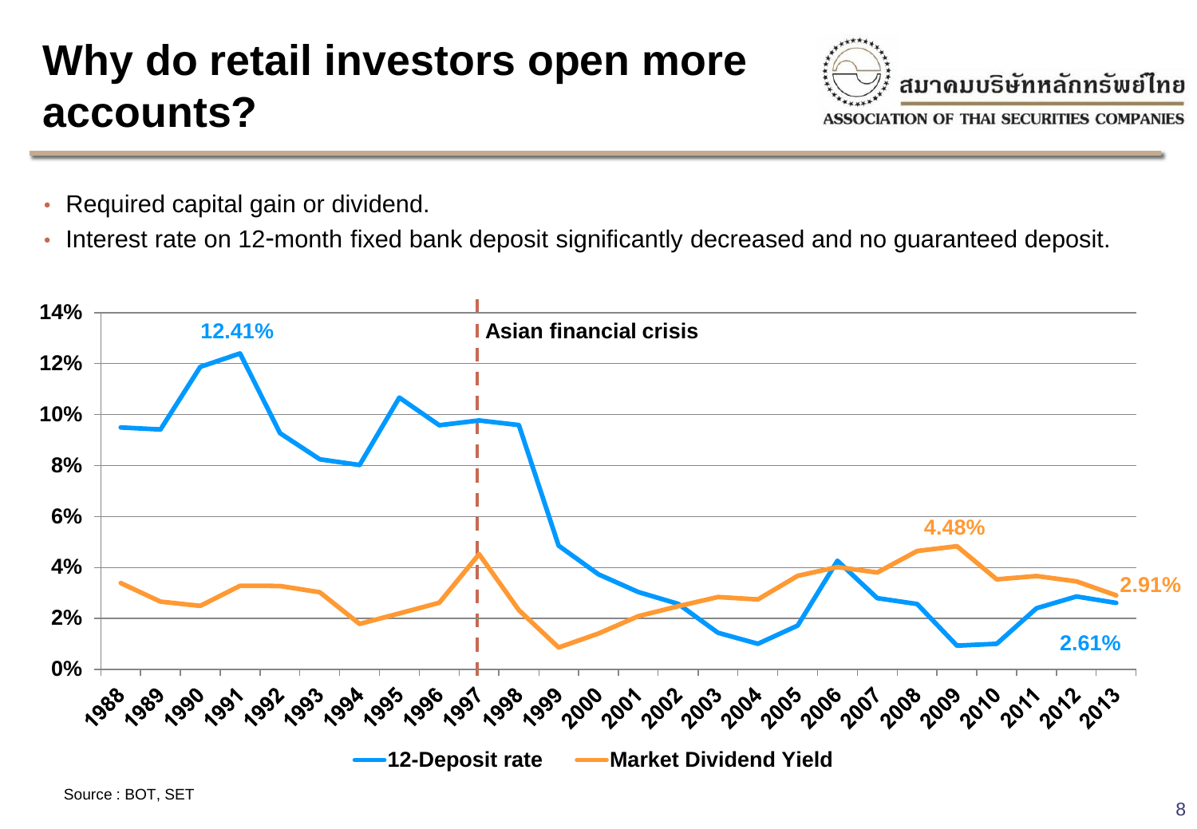# Why do retail investors open more accounts?

สมาคมบริษัทหลักทรัพย์ไทย
ASSOCIATION OF THAI SECURITIES COMPANIES

- Required capital gain or dividend.
- Interest rate on 12-month fixed bank deposit significantly decreased and no guaranteed deposit.

Asian financial crisis

12.41%

4.48%

2.91%

2.61%

12-Deposit rate — Market Dividend Yield

Source : BOT, SET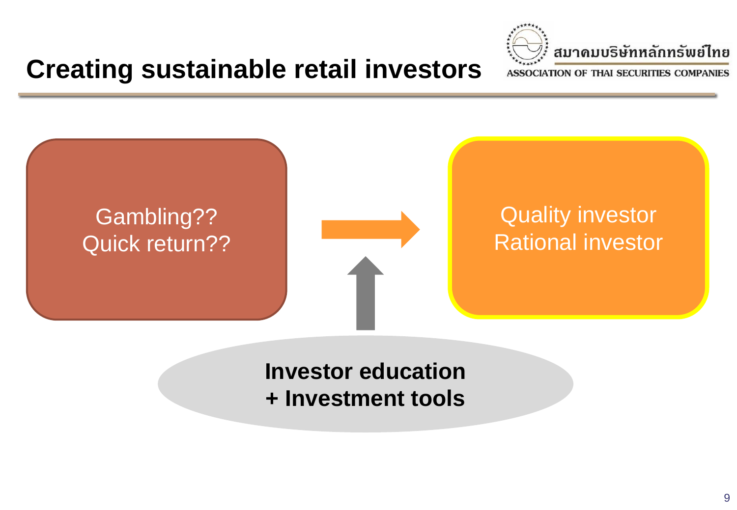# Creating sustainable retail investors

Gambling??
Quick return??

Quality investor
Rational investor

**Investor education**
**+ Investment tools**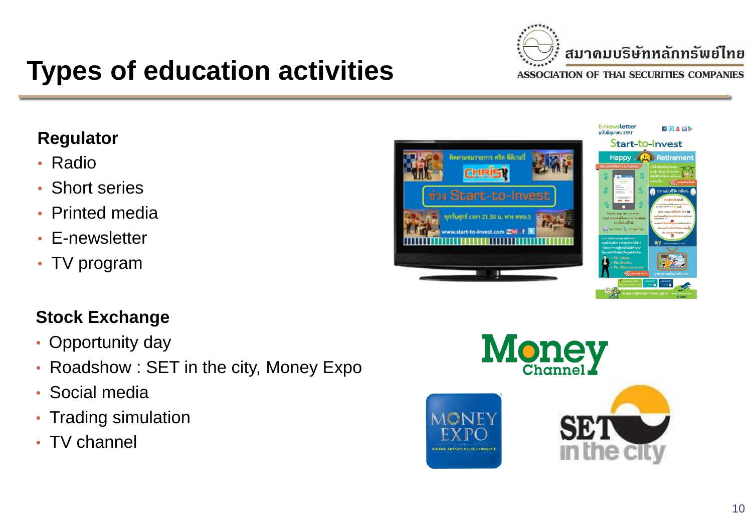# Types of education activities

**Regulator**

- Radio
- Short series
- Printed media
- E-newsletter
- TV program

**Stock Exchange**

- Opportunity day
- Roadshow : SET in the city, Money Expo
- Social media
- Trading simulation
- TV channel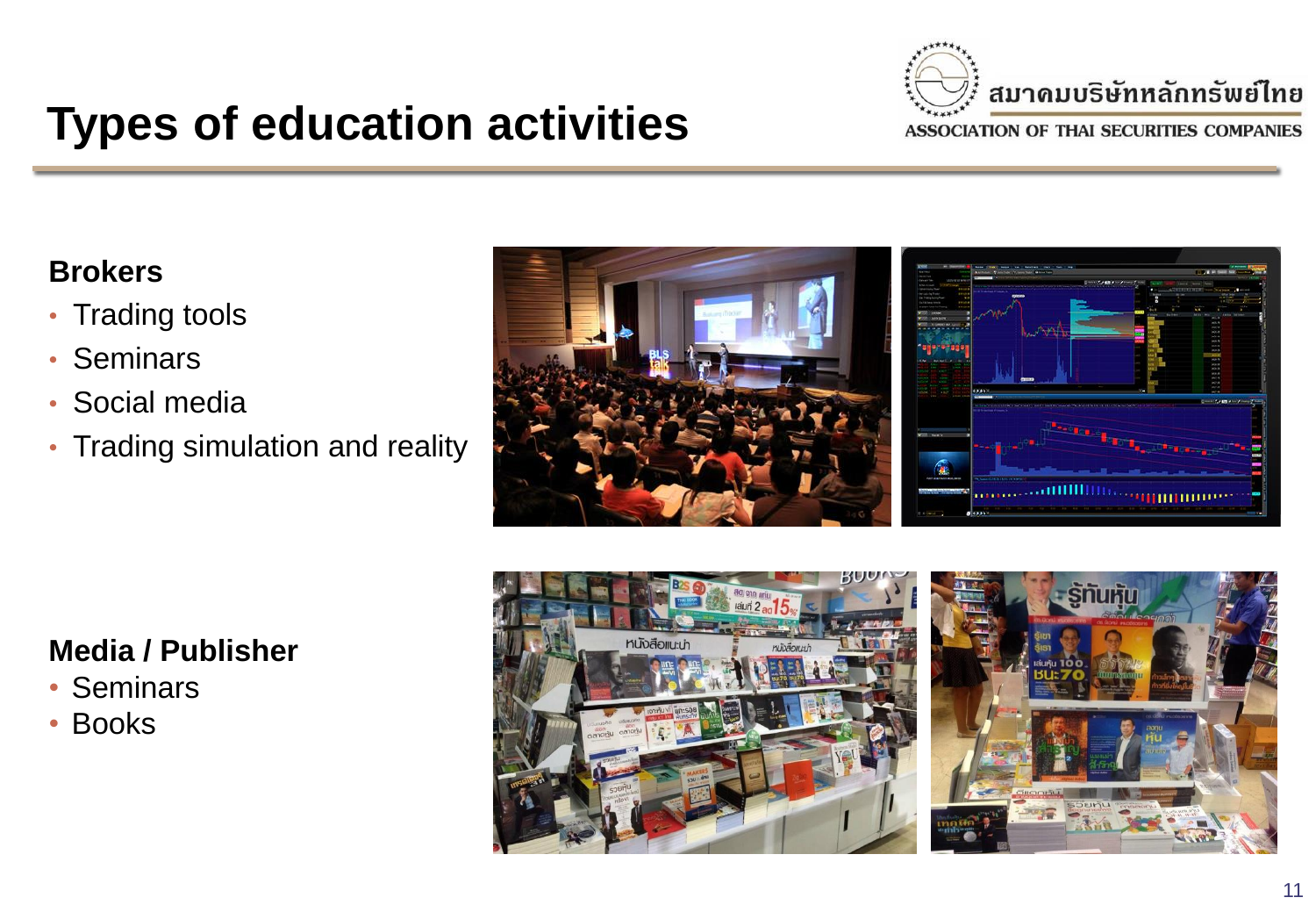# Types of education activities

**Brokers**

- Trading tools
- Seminars
- Social media
- Trading simulation and reality

**Media / Publisher**

- Seminars
- Books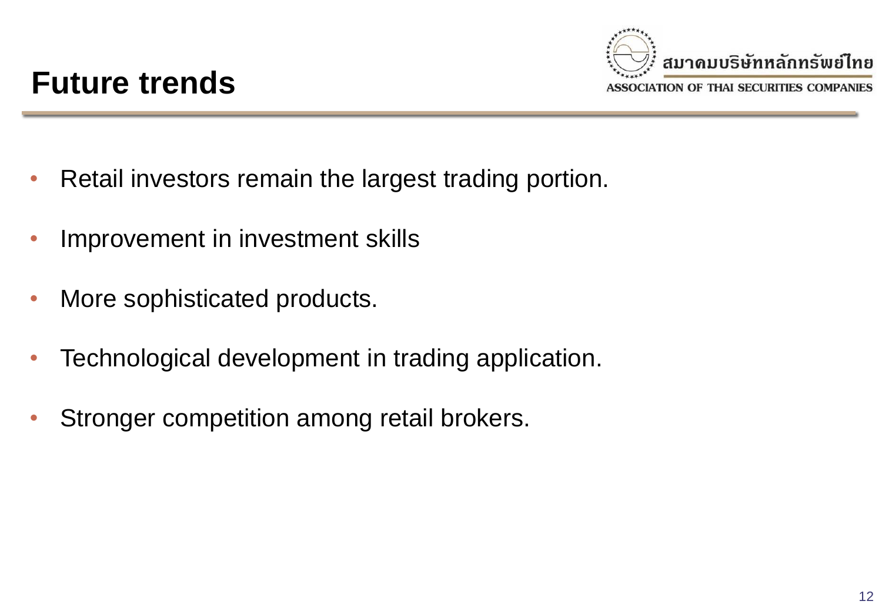# Future trends

- Retail investors remain the largest trading portion.
- Improvement in investment skills
- More sophisticated products.
- Technological development in trading application.
- Stronger competition among retail brokers.